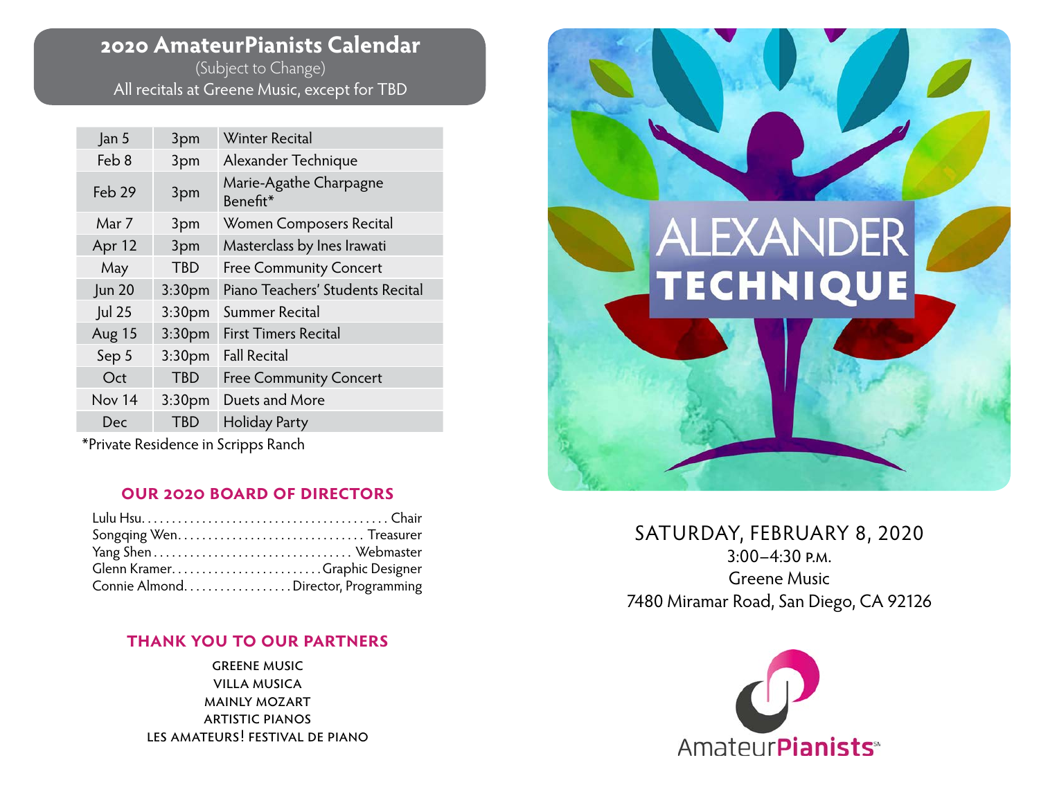## 2020 AmateurPianists Calendar

(Subject to Change)

All recitals at Greene Music, except for TBD

| Date | Time | Event |
|---|---|---|
| Jan 5 | 3pm | Winter Recital |
| Feb 8 | 3pm | Alexander Technique |
| Feb 29 | 3pm | Marie-Agathe Charpagne Benefit* |
| Mar 7 | 3pm | Women Composers Recital |
| Apr 12 | 3pm | Masterclass by Ines Irawati |
| May | TBD | Free Community Concert |
| Jun 20 | 3:30pm | Piano Teachers' Students Recital |
| Jul 25 | 3:30pm | Summer Recital |
| Aug 15 | 3:30pm | First Timers Recital |
| Sep 5 | 3:30pm | Fall Recital |
| Oct | TBD | Free Community Concert |
| Nov 14 | 3:30pm | Duets and More |
| Dec | TBD | Holiday Party |

*Private Residence in Scripps Ranch

### OUR 2020 BOARD OF DIRECTORS

Lulu Hsu........................................Chair
Songqing Wen..............................Treasurer
Yang Shen................................Webmaster
Glenn Kramer........................Graphic Designer
Connie Almond.................Director, Programming

### THANK YOU TO OUR PARTNERS

GREENE MUSIC
VILLA MUSICA
MAINLY MOZART
ARTISTIC PIANOS
LES AMATEURS! FESTIVAL DE PIANO

# ALEXANDER TECHNIQUE

SATURDAY, FEBRUARY 8, 2020
3:00–4:30 P.M.
Greene Music
7480 Miramar Road, San Diego, CA 92126

AmateurPianists℠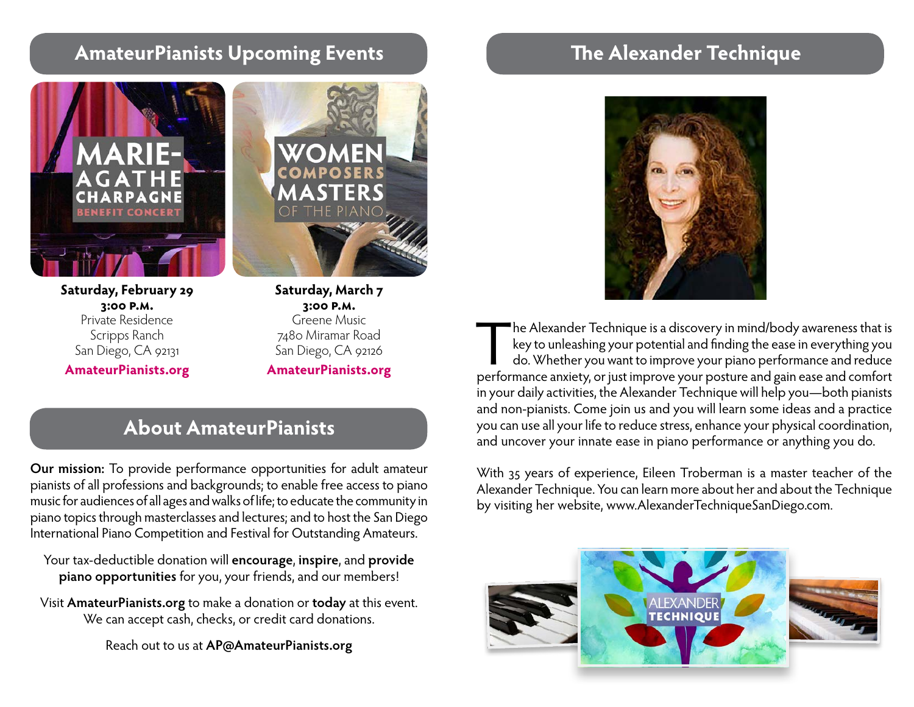## AmateurPianists Upcoming Events

MARIE-AGATHE CHARPAGNE BENEFIT CONCERT

**Saturday, February 29**
**3:00 P.M.**
Private Residence
Scripps Ranch
San Diego, CA 92131
**AmateurPianists.org**

WOMEN COMPOSERS MASTERS OF THE PIANO

**Saturday, March 7**
**3:00 P.M.**
Greene Music
7480 Miramar Road
San Diego, CA 92126
**AmateurPianists.org**

## About AmateurPianists

**Our mission:** To provide performance opportunities for adult amateur pianists of all professions and backgrounds; to enable free access to piano music for audiences of all ages and walks of life; to educate the community in piano topics through masterclasses and lectures; and to host the San Diego International Piano Competition and Festival for Outstanding Amateurs.

Your tax-deductible donation will **encourage**, **inspire**, and **provide piano opportunities** for you, your friends, and our members!

Visit **AmateurPianists.org** to make a donation or **today** at this event. We can accept cash, checks, or credit card donations.

Reach out to us at **AP@AmateurPianists.org**

## The Alexander Technique

The Alexander Technique is a discovery in mind/body awareness that is key to unleashing your potential and finding the ease in everything you do. Whether you want to improve your piano performance and reduce performance anxiety, or just improve your posture and gain ease and comfort in your daily activities, the Alexander Technique will help you—both pianists and non-pianists. Come join us and you will learn some ideas and a practice you can use all your life to reduce stress, enhance your physical coordination, and uncover your innate ease in piano performance or anything you do.

With 35 years of experience, Eileen Troberman is a master teacher of the Alexander Technique. You can learn more about her and about the Technique by visiting her website, www.AlexanderTechniqueSanDiego.com.

ALEXANDER TECHNIQUE